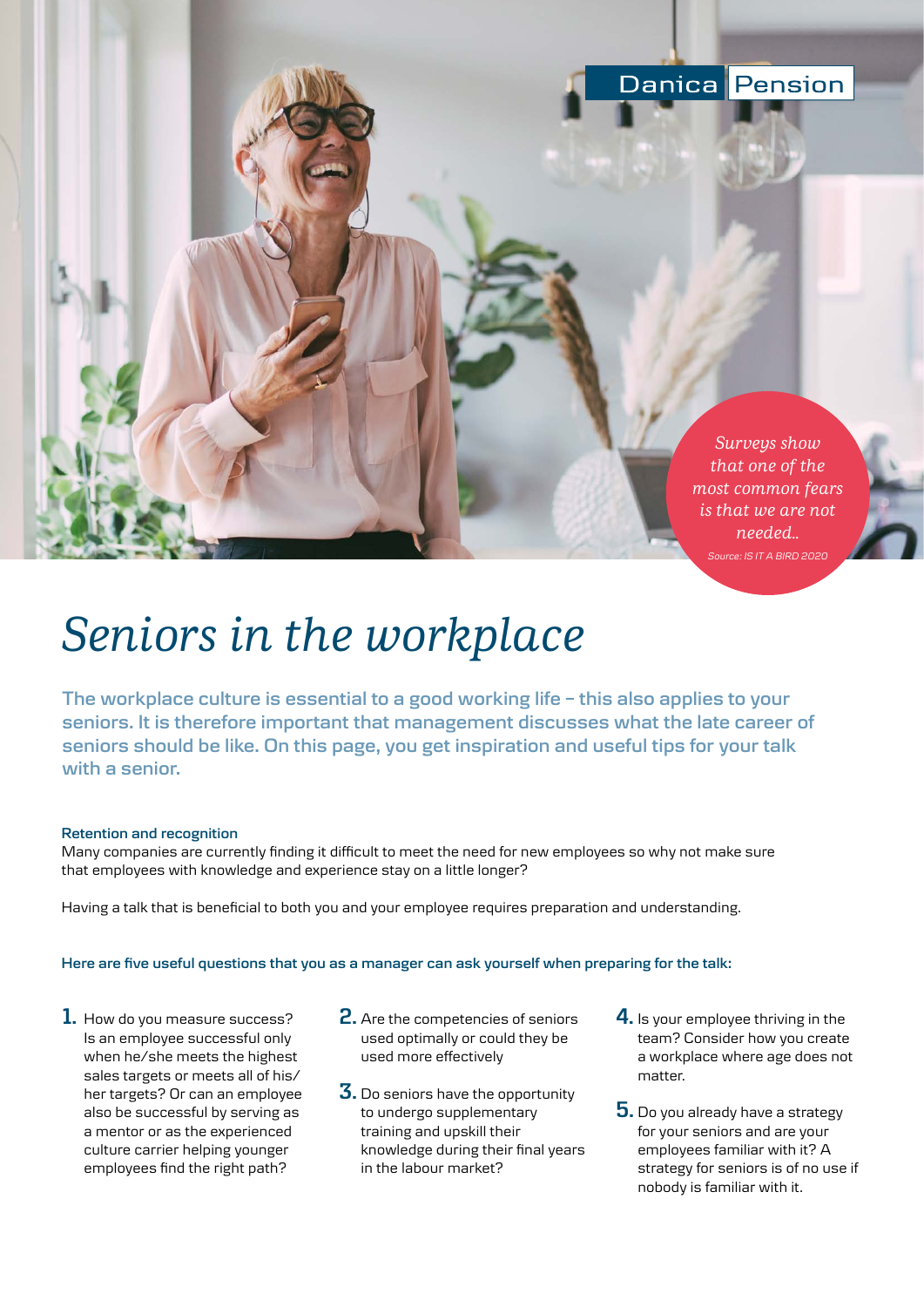Danica Pension

*Surveys show that one of the most common fears is that we are not needed..*

*Source: IS IT A BIRD 2020*

# *Seniors in the workplace*

**The workplace culture is essential to a good working life – this also applies to your seniors. It is therefore important that management discusses what the late career of seniors should be like. On this page, you get inspiration and useful tips for your talk with a senior.**

**Retention and recognition**

Many companies are currently finding it difficult to meet the need for new employees so why not make sure that employees with knowledge and experience stay on a little longer?

Having a talk that is beneficial to both you and your employee requires preparation and understanding.

**Here are five useful questions that you as a manager can ask yourself when preparing for the talk:**

1. How do you measure success? Is an employee successful only when he/she meets the highest sales targets or meets all of his/her targets? Or can an employee also be successful by serving as a mentor or as the experienced culture carrier helping younger employees find the right path?
2. Are the competencies of seniors used optimally or could they be used more effectively
3. Do seniors have the opportunity to undergo supplementary training and upskill their knowledge during their final years in the labour market?
4. Is your employee thriving in the team? Consider how you create a workplace where age does not matter.
5. Do you already have a strategy for your seniors and are your employees familiar with it? A strategy for seniors is of no use if nobody is familiar with it.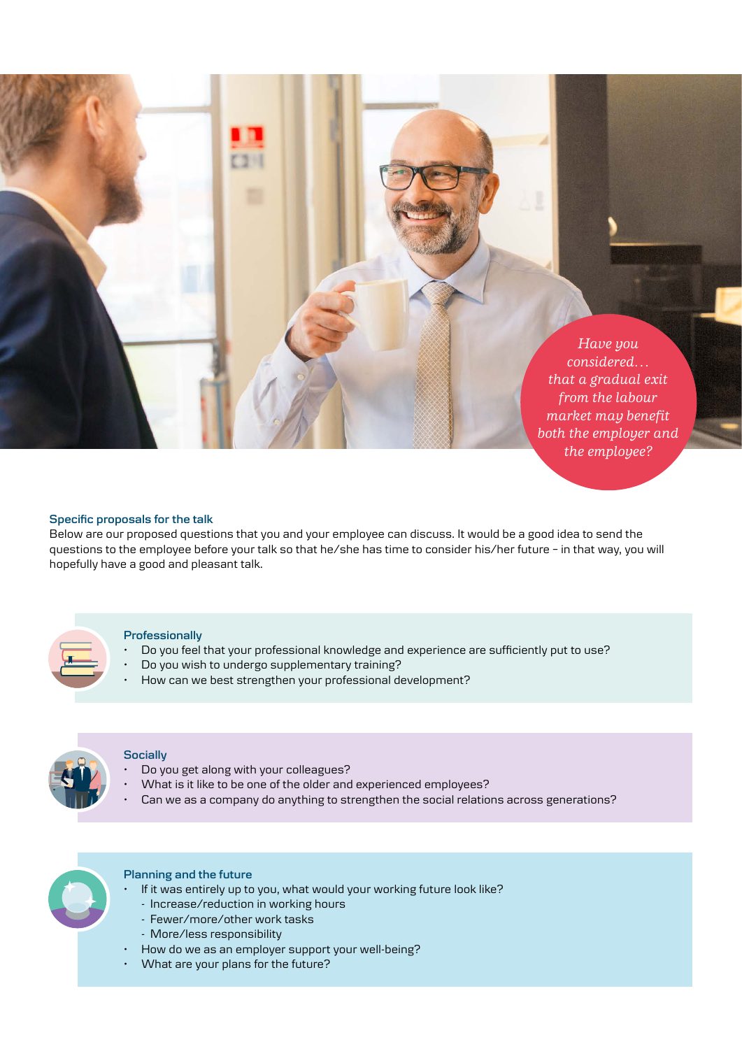*Have you considered… that a gradual exit from the labour market may benefit both the employer and the employee?*

### Specific proposals for the talk

Below are our proposed questions that you and your employee can discuss. It would be a good idea to send the questions to the employee before your talk so that he/she has time to consider his/her future – in that way, you will hopefully have a good and pleasant talk.

### Professionally

- Do you feel that your professional knowledge and experience are sufficiently put to use?
- Do you wish to undergo supplementary training?
- How can we best strengthen your professional development?

### Socially

- Do you get along with your colleagues?
- What is it like to be one of the older and experienced employees?
- Can we as a company do anything to strengthen the social relations across generations?

### Planning and the future

- If it was entirely up to you, what would your working future look like?
  - Increase/reduction in working hours
  - Fewer/more/other work tasks
  - More/less responsibility
- How do we as an employer support your well-being?
- What are your plans for the future?